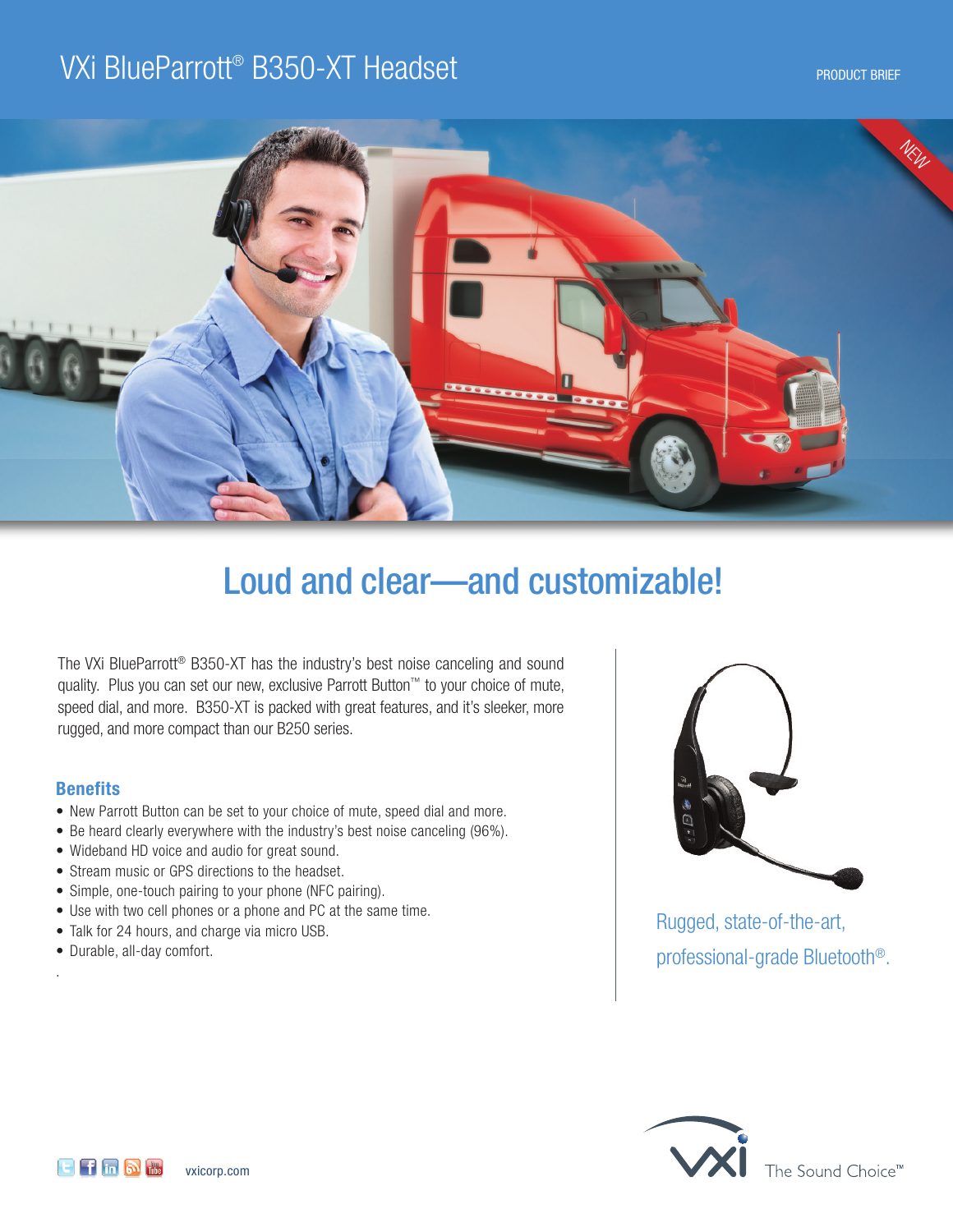# VXi BlueParrott® B350-XT Headset

PRODUCT BRIEF

NEW

## Loud and clear—and customizable!

The VXi BlueParrott® B350-XT has the industry's best noise canceling and sound quality. Plus you can set our new, exclusive Parrott Button™ to your choice of mute, speed dial, and more. B350-XT is packed with great features, and it's sleeker, more rugged, and more compact than our B250 series.

### Benefits

- New Parrott Button can be set to your choice of mute, speed dial and more.
- Be heard clearly everywhere with the industry's best noise canceling (96%).
- Wideband HD voice and audio for great sound.
- Stream music or GPS directions to the headset.
- Simple, one-touch pairing to your phone (NFC pairing).
- Use with two cell phones or a phone and PC at the same time.
- Talk for 24 hours, and charge via micro USB.
- Durable, all-day comfort.

Rugged, state-of-the-art, professional-grade Bluetooth®.

vxicorp.com

VXi The Sound Choice™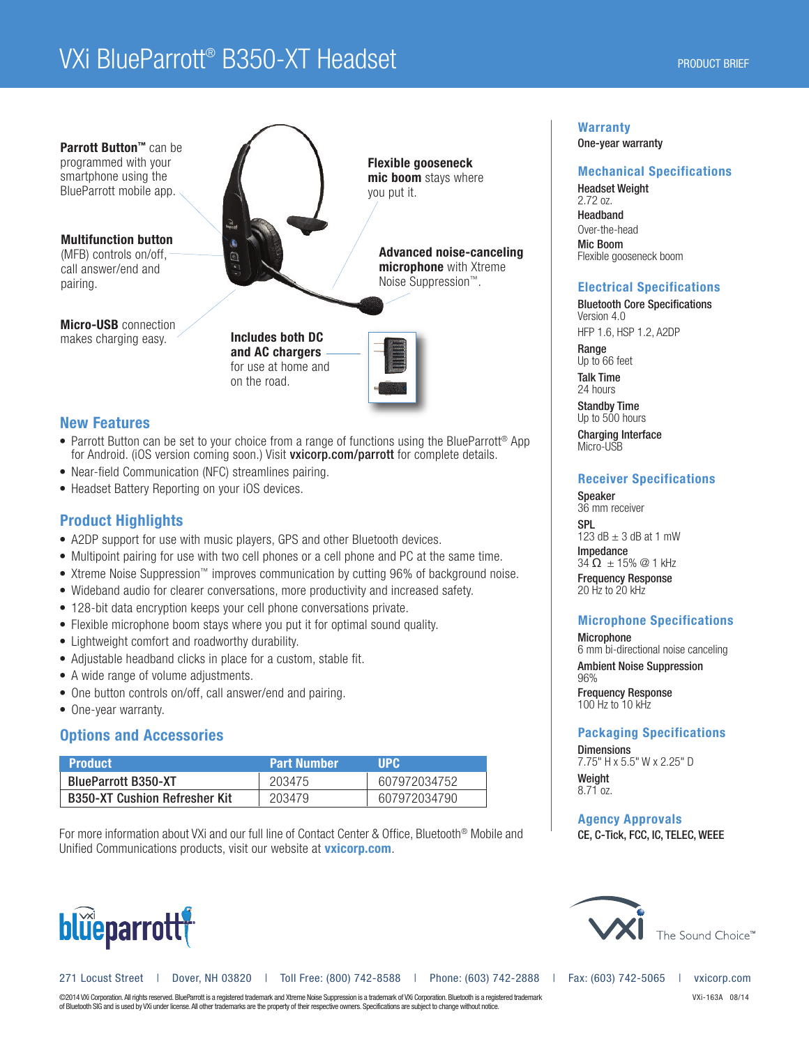# VXi BlueParrott® B350-XT Headset

PRODUCT BRIEF

**Parrott Button™** can be programmed with your smartphone using the BlueParrott mobile app.

**Multifunction button** (MFB) controls on/off, call answer/end and pairing.

**Micro-USB** connection makes charging easy.

**Flexible gooseneck mic boom** stays where you put it.

**Advanced noise-canceling microphone** with Xtreme Noise Suppression™.

**Includes both DC and AC chargers** for use at home and on the road.

## New Features

- Parrott Button can be set to your choice from a range of functions using the BlueParrott® App for Android. (iOS version coming soon.) Visit **vxicorp.com/parrott** for complete details.
- Near-field Communication (NFC) streamlines pairing.
- Headset Battery Reporting on your iOS devices.

## Product Highlights

- A2DP support for use with music players, GPS and other Bluetooth devices.
- Multipoint pairing for use with two cell phones or a cell phone and PC at the same time.
- Xtreme Noise Suppression™ improves communication by cutting 96% of background noise.
- Wideband audio for clearer conversations, more productivity and increased safety.
- 128-bit data encryption keeps your cell phone conversations private.
- Flexible microphone boom stays where you put it for optimal sound quality.
- Lightweight comfort and roadworthy durability.
- Adjustable headband clicks in place for a custom, stable fit.
- A wide range of volume adjustments.
- One button controls on/off, call answer/end and pairing.
- One-year warranty.

## Options and Accessories

| Product | Part Number | UPC |
|---|---|---|
| **BlueParrott B350-XT** | 203475 | 607972034752 |
| **B350-XT Cushion Refresher Kit** | 203479 | 607972034790 |

For more information about VXi and our full line of Contact Center & Office, Bluetooth® Mobile and Unified Communications products, visit our website at **vxicorp.com**.

## Warranty

One-year warranty

## Mechanical Specifications

**Headset Weight**
2.72 oz.

**Headband**
Over-the-head

**Mic Boom**
Flexible gooseneck boom

## Electrical Specifications

**Bluetooth Core Specifications**
Version 4.0
HFP 1.6, HSP 1.2, A2DP

**Range**
Up to 66 feet

**Talk Time**
24 hours

**Standby Time**
Up to 500 hours

**Charging Interface**
Micro-USB

## Receiver Specifications

**Speaker**
36 mm receiver

**SPL**
123 dB ± 3 dB at 1 mW

**Impedance**
34 Ω ± 15% @ 1 kHz

**Frequency Response**
20 Hz to 20 kHz

## Microphone Specifications

**Microphone**
6 mm bi-directional noise canceling

**Ambient Noise Suppression**
96%

**Frequency Response**
100 Hz to 10 kHz

## Packaging Specifications

**Dimensions**
7.75" H x 5.5" W x 2.25" D

**Weight**
8.71 oz.

## Agency Approvals

**CE, C-Tick, FCC, IC, TELEC, WEEE**

blueparrott

VXi The Sound Choice™

271 Locust Street | Dover, NH 03820 | Toll Free: (800) 742-8588 | Phone: (603) 742-2888 | Fax: (603) 742-5065 | vxicorp.com

©2014 VXi Corporation. All rights reserved. BlueParrott is a registered trademark and Xtreme Noise Suppression is a trademark of VXi Corporation. Bluetooth is a registered trademark of Bluetooth SIG and is used by VXi under license. All other trademarks are the property of their respective owners. Specifications are subject to change without notice.

VXi-163A 08/14